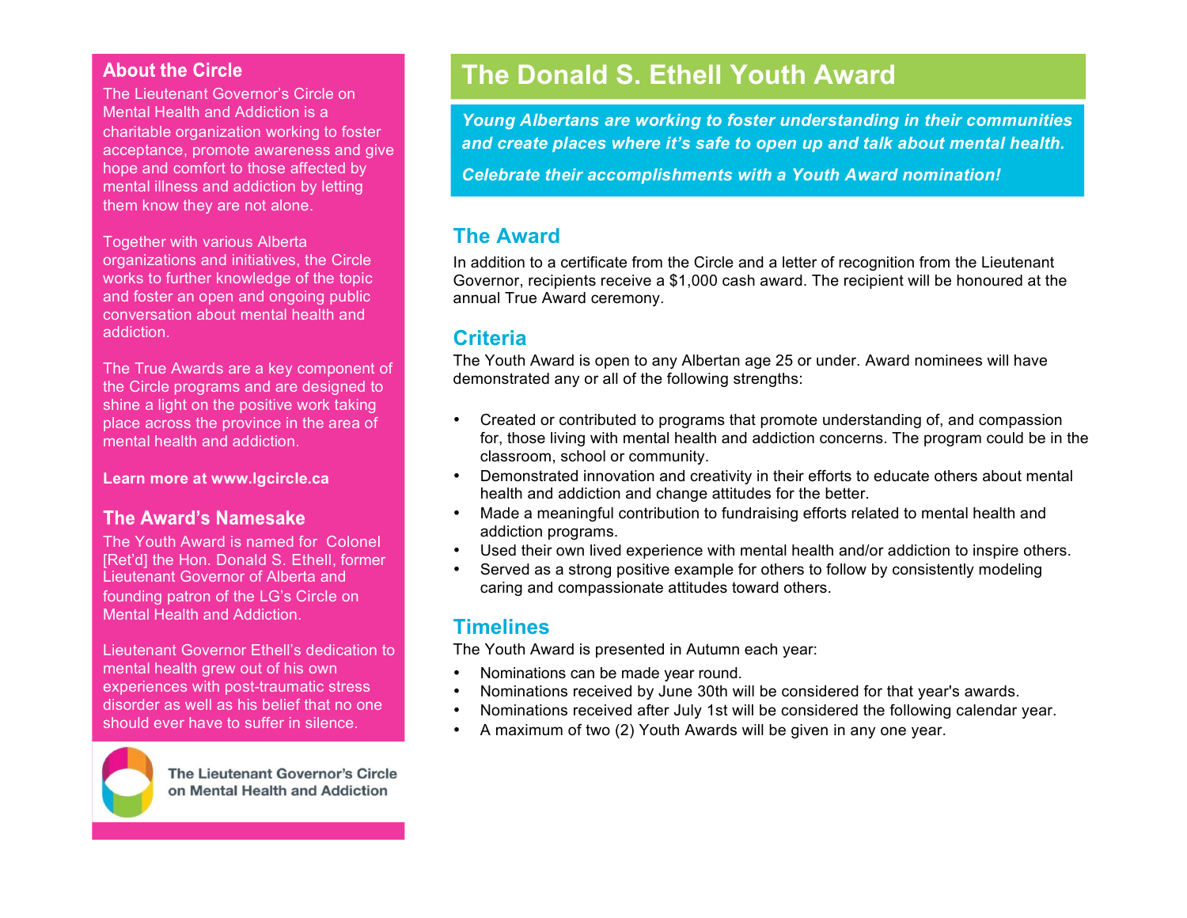## About the Circle

The Lieutenant Governor's Circle on Mental Health and Addiction is a charitable organization working to foster acceptance, promote awareness and give hope and comfort to those affected by mental illness and addiction by letting them know they are not alone.

Together with various Alberta organizations and initiatives, the Circle works to further knowledge of the topic and foster an open and ongoing public conversation about mental health and addiction.

The True Awards are a key component of the Circle programs and are designed to shine a light on the positive work taking place across the province in the area of mental health and addiction.

**Learn more at www.lgcircle.ca**

## The Award's Namesake

The Youth Award is named for Colonel [Ret'd] the Hon. Donald S. Ethell, former Lieutenant Governor of Alberta and founding patron of the LG's Circle on Mental Health and Addiction.

Lieutenant Governor Ethell's dedication to mental health grew out of his own experiences with post-traumatic stress disorder as well as his belief that no one should ever have to suffer in silence.

The Lieutenant Governor's Circle on Mental Health and Addiction

# The Donald S. Ethell Youth Award

***Young Albertans are working to foster understanding in their communities and create places where it's safe to open up and talk about mental health.***

***Celebrate their accomplishments with a Youth Award nomination!***

## The Award

In addition to a certificate from the Circle and a letter of recognition from the Lieutenant Governor, recipients receive a $1,000 cash award. The recipient will be honoured at the annual True Award ceremony.

## Criteria

The Youth Award is open to any Albertan age 25 or under. Award nominees will have demonstrated any or all of the following strengths:

- Created or contributed to programs that promote understanding of, and compassion for, those living with mental health and addiction concerns. The program could be in the classroom, school or community.
- Demonstrated innovation and creativity in their efforts to educate others about mental health and addiction and change attitudes for the better.
- Made a meaningful contribution to fundraising efforts related to mental health and addiction programs.
- Used their own lived experience with mental health and/or addiction to inspire others.
- Served as a strong positive example for others to follow by consistently modeling caring and compassionate attitudes toward others.

## Timelines

The Youth Award is presented in Autumn each year:

- Nominations can be made year round.
- Nominations received by June 30th will be considered for that year's awards.
- Nominations received after July 1st will be considered the following calendar year.
- A maximum of two (2) Youth Awards will be given in any one year.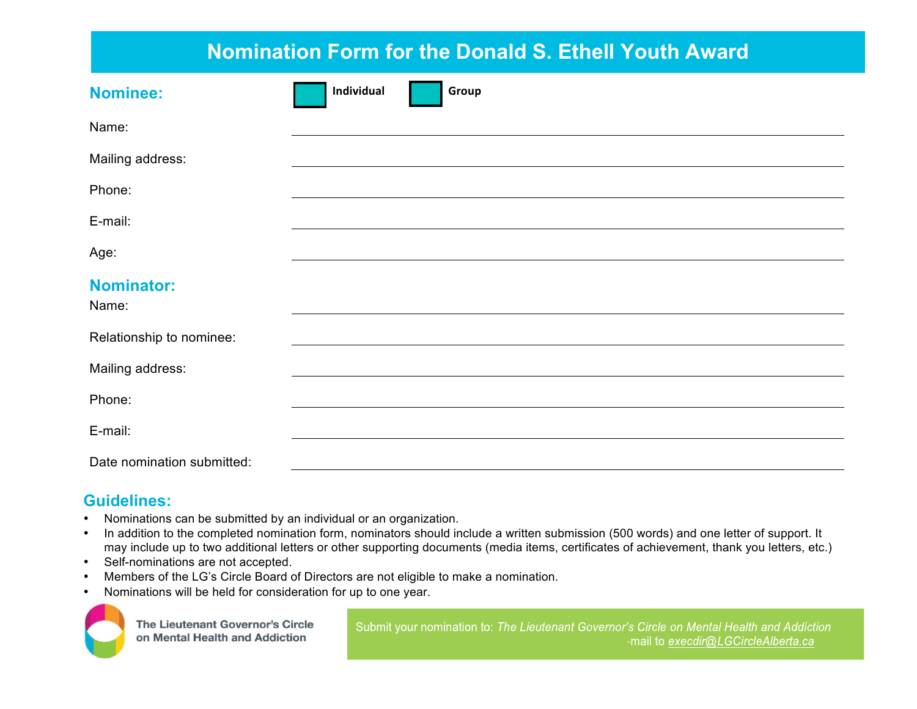# Nomination Form for the Donald S. Ethell Youth Award

## Nominee:

☐ Individual ☐ Group

Name: \_\_\_\_\_\_\_\_\_\_\_\_\_\_\_\_\_\_\_\_\_\_\_\_\_\_\_\_\_\_

Mailing address: \_\_\_\_\_\_\_\_\_\_\_\_\_\_\_\_\_\_\_\_\_\_\_\_\_\_\_\_\_\_

Phone: \_\_\_\_\_\_\_\_\_\_\_\_\_\_\_\_\_\_\_\_\_\_\_\_\_\_\_\_\_\_

E-mail: \_\_\_\_\_\_\_\_\_\_\_\_\_\_\_\_\_\_\_\_\_\_\_\_\_\_\_\_\_\_

Age: \_\_\_\_\_\_\_\_\_\_\_\_\_\_\_\_\_\_\_\_\_\_\_\_\_\_\_\_\_\_

## Nominator:

Name: \_\_\_\_\_\_\_\_\_\_\_\_\_\_\_\_\_\_\_\_\_\_\_\_\_\_\_\_\_\_

Relationship to nominee: \_\_\_\_\_\_\_\_\_\_\_\_\_\_\_\_\_\_\_\_\_\_\_\_\_\_\_\_\_\_

Mailing address: \_\_\_\_\_\_\_\_\_\_\_\_\_\_\_\_\_\_\_\_\_\_\_\_\_\_\_\_\_\_

Phone: \_\_\_\_\_\_\_\_\_\_\_\_\_\_\_\_\_\_\_\_\_\_\_\_\_\_\_\_\_\_

E-mail: \_\_\_\_\_\_\_\_\_\_\_\_\_\_\_\_\_\_\_\_\_\_\_\_\_\_\_\_\_\_

Date nomination submitted: \_\_\_\_\_\_\_\_\_\_\_\_\_\_\_\_\_\_\_\_\_\_\_\_\_\_\_\_\_\_

## Guidelines:

- Nominations can be submitted by an individual or an organization.
- In addition to the completed nomination form, nominators should include a written submission (500 words) and one letter of support. It may include up to two additional letters or other supporting documents (media items, certificates of achievement, thank you letters, etc.)
- Self-nominations are not accepted.
- Members of the LG's Circle Board of Directors are not eligible to make a nomination.
- Nominations will be held for consideration for up to one year.

The Lieutenant Governor's Circle on Mental Health and Addiction

Submit your nomination to: *The Lieutenant Governor's Circle on Mental Health and Addiction*
-mail to *execdir@LGCircleAlberta.ca*